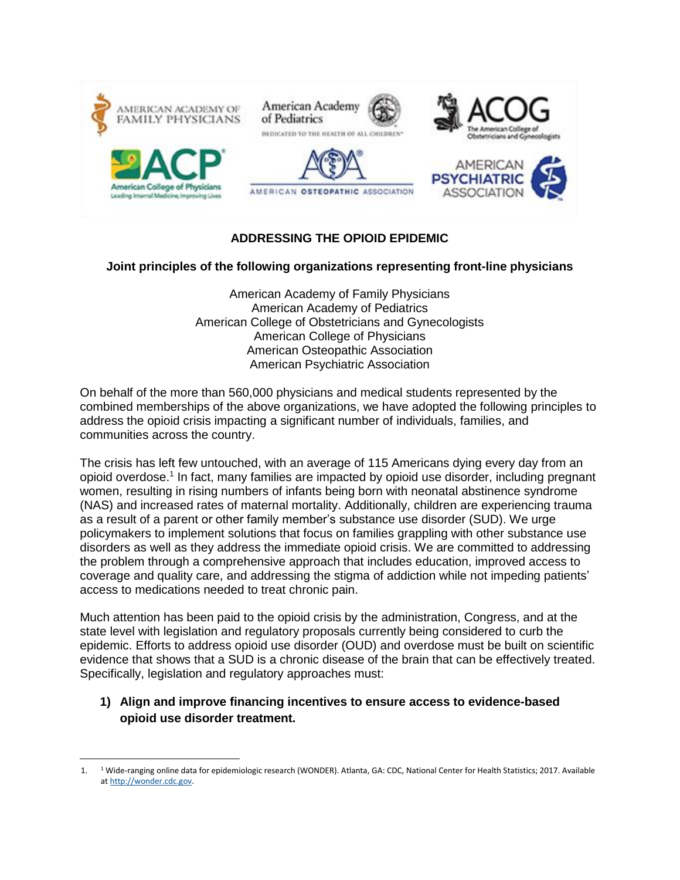# ADDRESSING THE OPIOID EPIDEMIC

## Joint principles of the following organizations representing front-line physicians

American Academy of Family Physicians
American Academy of Pediatrics
American College of Obstetricians and Gynecologists
American College of Physicians
American Osteopathic Association
American Psychiatric Association

On behalf of the more than 560,000 physicians and medical students represented by the combined memberships of the above organizations, we have adopted the following principles to address the opioid crisis impacting a significant number of individuals, families, and communities across the country.

The crisis has left few untouched, with an average of 115 Americans dying every day from an opioid overdose.[1] In fact, many families are impacted by opioid use disorder, including pregnant women, resulting in rising numbers of infants being born with neonatal abstinence syndrome (NAS) and increased rates of maternal mortality. Additionally, children are experiencing trauma as a result of a parent or other family member's substance use disorder (SUD). We urge policymakers to implement solutions that focus on families grappling with other substance use disorders as well as they address the immediate opioid crisis. We are committed to addressing the problem through a comprehensive approach that includes education, improved access to coverage and quality care, and addressing the stigma of addiction while not impeding patients' access to medications needed to treat chronic pain.

Much attention has been paid to the opioid crisis by the administration, Congress, and at the state level with legislation and regulatory proposals currently being considered to curb the epidemic. Efforts to address opioid use disorder (OUD) and overdose must be built on scientific evidence that shows that a SUD is a chronic disease of the brain that can be effectively treated. Specifically, legislation and regulatory approaches must:

1) **Align and improve financing incentives to ensure access to evidence-based opioid use disorder treatment.**

---

1. [1] Wide-ranging online data for epidemiologic research (WONDER). Atlanta, GA: CDC, National Center for Health Statistics; 2017. Available at http://wonder.cdc.gov.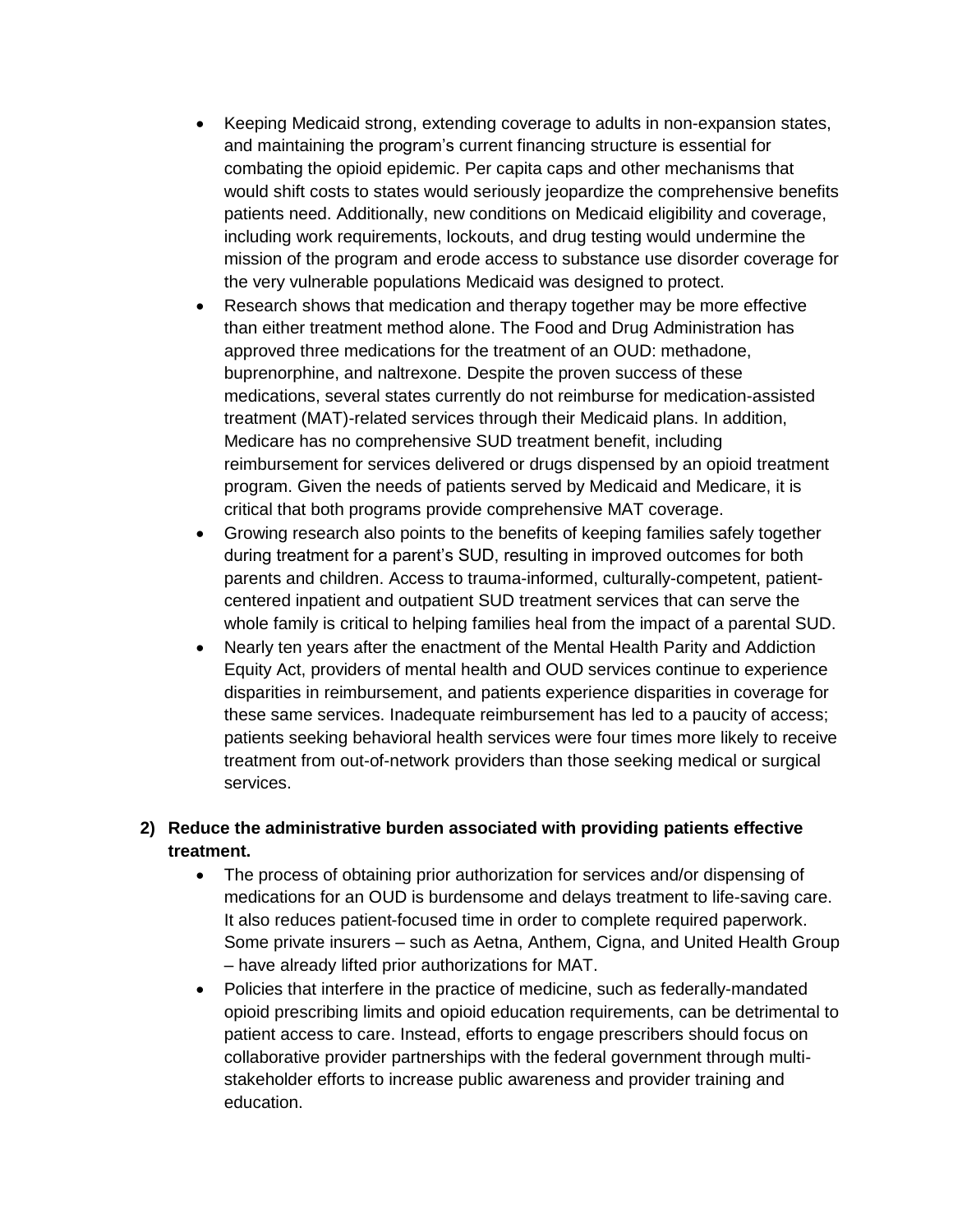- Keeping Medicaid strong, extending coverage to adults in non-expansion states, and maintaining the program's current financing structure is essential for combating the opioid epidemic. Per capita caps and other mechanisms that would shift costs to states would seriously jeopardize the comprehensive benefits patients need. Additionally, new conditions on Medicaid eligibility and coverage, including work requirements, lockouts, and drug testing would undermine the mission of the program and erode access to substance use disorder coverage for the very vulnerable populations Medicaid was designed to protect.
- Research shows that medication and therapy together may be more effective than either treatment method alone. The Food and Drug Administration has approved three medications for the treatment of an OUD: methadone, buprenorphine, and naltrexone. Despite the proven success of these medications, several states currently do not reimburse for medication-assisted treatment (MAT)-related services through their Medicaid plans. In addition, Medicare has no comprehensive SUD treatment benefit, including reimbursement for services delivered or drugs dispensed by an opioid treatment program. Given the needs of patients served by Medicaid and Medicare, it is critical that both programs provide comprehensive MAT coverage.
- Growing research also points to the benefits of keeping families safely together during treatment for a parent's SUD, resulting in improved outcomes for both parents and children. Access to trauma-informed, culturally-competent, patient-centered inpatient and outpatient SUD treatment services that can serve the whole family is critical to helping families heal from the impact of a parental SUD.
- Nearly ten years after the enactment of the Mental Health Parity and Addiction Equity Act, providers of mental health and OUD services continue to experience disparities in reimbursement, and patients experience disparities in coverage for these same services. Inadequate reimbursement has led to a paucity of access; patients seeking behavioral health services were four times more likely to receive treatment from out-of-network providers than those seeking medical or surgical services.

**2) Reduce the administrative burden associated with providing patients effective treatment.**

- The process of obtaining prior authorization for services and/or dispensing of medications for an OUD is burdensome and delays treatment to life-saving care. It also reduces patient-focused time in order to complete required paperwork. Some private insurers – such as Aetna, Anthem, Cigna, and United Health Group – have already lifted prior authorizations for MAT.
- Policies that interfere in the practice of medicine, such as federally-mandated opioid prescribing limits and opioid education requirements, can be detrimental to patient access to care. Instead, efforts to engage prescribers should focus on collaborative provider partnerships with the federal government through multi-stakeholder efforts to increase public awareness and provider training and education.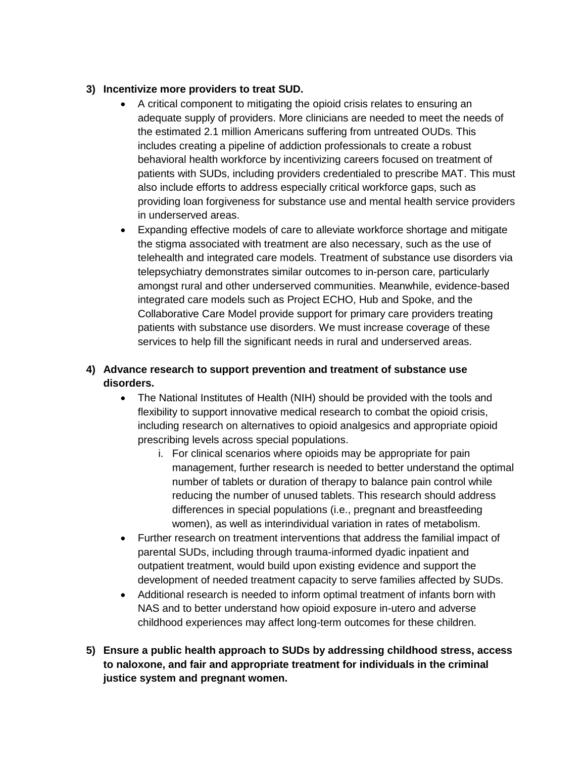3) **Incentivize more providers to treat SUD.**
    - A critical component to mitigating the opioid crisis relates to ensuring an adequate supply of providers. More clinicians are needed to meet the needs of the estimated 2.1 million Americans suffering from untreated OUDs. This includes creating a pipeline of addiction professionals to create a robust behavioral health workforce by incentivizing careers focused on treatment of patients with SUDs, including providers credentialed to prescribe MAT. This must also include efforts to address especially critical workforce gaps, such as providing loan forgiveness for substance use and mental health service providers in underserved areas.
    - Expanding effective models of care to alleviate workforce shortage and mitigate the stigma associated with treatment are also necessary, such as the use of telehealth and integrated care models. Treatment of substance use disorders via telepsychiatry demonstrates similar outcomes to in-person care, particularly amongst rural and other underserved communities. Meanwhile, evidence-based integrated care models such as Project ECHO, Hub and Spoke, and the Collaborative Care Model provide support for primary care providers treating patients with substance use disorders. We must increase coverage of these services to help fill the significant needs in rural and underserved areas.

4) **Advance research to support prevention and treatment of substance use disorders.**
    - The National Institutes of Health (NIH) should be provided with the tools and flexibility to support innovative medical research to combat the opioid crisis, including research on alternatives to opioid analgesics and appropriate opioid prescribing levels across special populations.
        i. For clinical scenarios where opioids may be appropriate for pain management, further research is needed to better understand the optimal number of tablets or duration of therapy to balance pain control while reducing the number of unused tablets. This research should address differences in special populations (i.e., pregnant and breastfeeding women), as well as interindividual variation in rates of metabolism.
    - Further research on treatment interventions that address the familial impact of parental SUDs, including through trauma-informed dyadic inpatient and outpatient treatment, would build upon existing evidence and support the development of needed treatment capacity to serve families affected by SUDs.
    - Additional research is needed to inform optimal treatment of infants born with NAS and to better understand how opioid exposure in-utero and adverse childhood experiences may affect long-term outcomes for these children.

5) **Ensure a public health approach to SUDs by addressing childhood stress, access to naloxone, and fair and appropriate treatment for individuals in the criminal justice system and pregnant women.**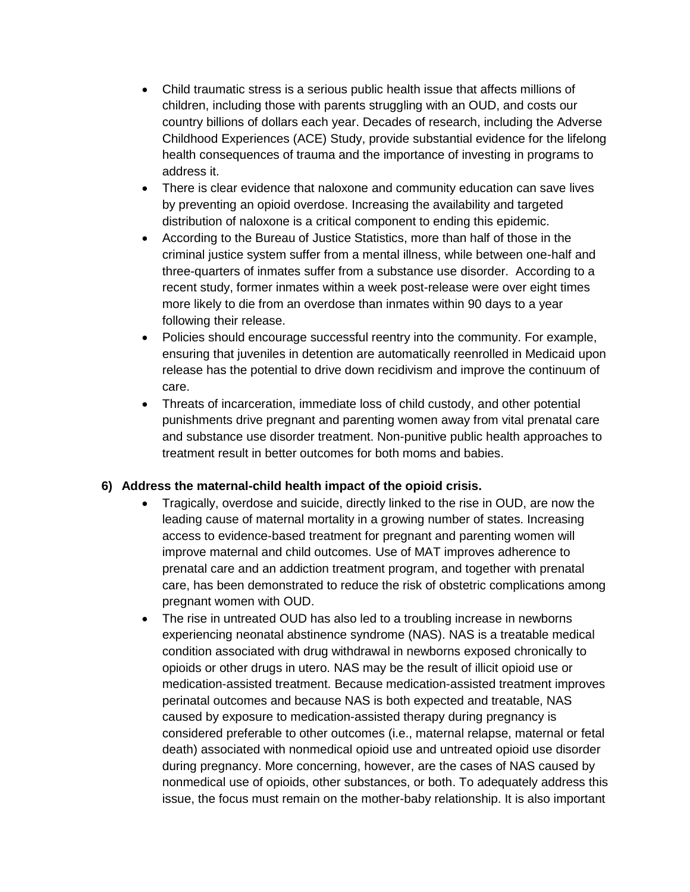- Child traumatic stress is a serious public health issue that affects millions of children, including those with parents struggling with an OUD, and costs our country billions of dollars each year. Decades of research, including the Adverse Childhood Experiences (ACE) Study, provide substantial evidence for the lifelong health consequences of trauma and the importance of investing in programs to address it.
- There is clear evidence that naloxone and community education can save lives by preventing an opioid overdose. Increasing the availability and targeted distribution of naloxone is a critical component to ending this epidemic.
- According to the Bureau of Justice Statistics, more than half of those in the criminal justice system suffer from a mental illness, while between one-half and three-quarters of inmates suffer from a substance use disorder. According to a recent study, former inmates within a week post-release were over eight times more likely to die from an overdose than inmates within 90 days to a year following their release.
- Policies should encourage successful reentry into the community. For example, ensuring that juveniles in detention are automatically reenrolled in Medicaid upon release has the potential to drive down recidivism and improve the continuum of care.
- Threats of incarceration, immediate loss of child custody, and other potential punishments drive pregnant and parenting women away from vital prenatal care and substance use disorder treatment. Non-punitive public health approaches to treatment result in better outcomes for both moms and babies.

**6) Address the maternal-child health impact of the opioid crisis.**

- Tragically, overdose and suicide, directly linked to the rise in OUD, are now the leading cause of maternal mortality in a growing number of states. Increasing access to evidence-based treatment for pregnant and parenting women will improve maternal and child outcomes. Use of MAT improves adherence to prenatal care and an addiction treatment program, and together with prenatal care, has been demonstrated to reduce the risk of obstetric complications among pregnant women with OUD.
- The rise in untreated OUD has also led to a troubling increase in newborns experiencing neonatal abstinence syndrome (NAS). NAS is a treatable medical condition associated with drug withdrawal in newborns exposed chronically to opioids or other drugs in utero. NAS may be the result of illicit opioid use or medication-assisted treatment. Because medication-assisted treatment improves perinatal outcomes and because NAS is both expected and treatable, NAS caused by exposure to medication-assisted therapy during pregnancy is considered preferable to other outcomes (i.e., maternal relapse, maternal or fetal death) associated with nonmedical opioid use and untreated opioid use disorder during pregnancy. More concerning, however, are the cases of NAS caused by nonmedical use of opioids, other substances, or both. To adequately address this issue, the focus must remain on the mother-baby relationship. It is also important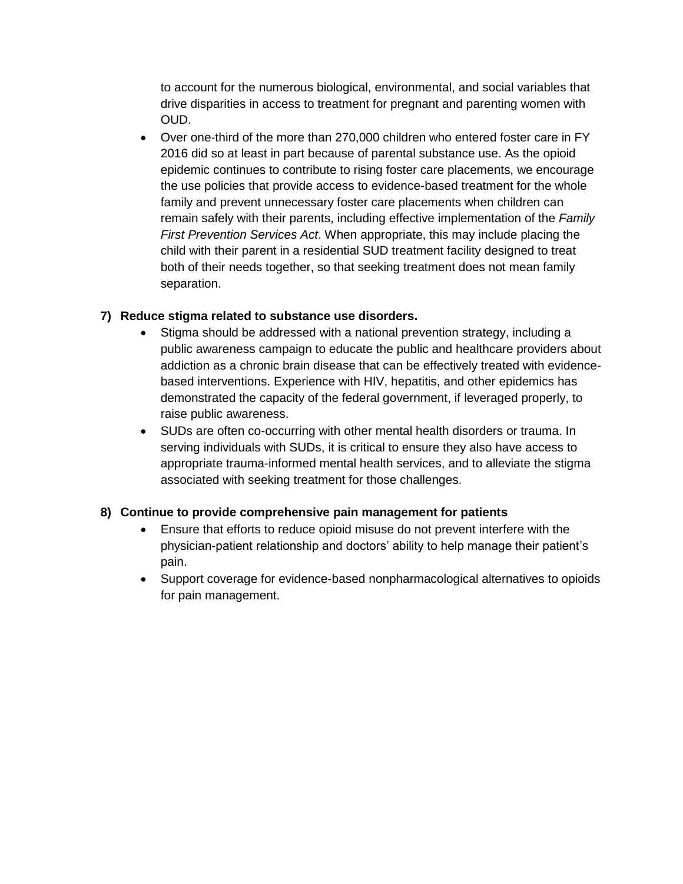to account for the numerous biological, environmental, and social variables that drive disparities in access to treatment for pregnant and parenting women with OUD.

- Over one-third of the more than 270,000 children who entered foster care in FY 2016 did so at least in part because of parental substance use. As the opioid epidemic continues to contribute to rising foster care placements, we encourage the use policies that provide access to evidence-based treatment for the whole family and prevent unnecessary foster care placements when children can remain safely with their parents, including effective implementation of the *Family First Prevention Services Act*. When appropriate, this may include placing the child with their parent in a residential SUD treatment facility designed to treat both of their needs together, so that seeking treatment does not mean family separation.

**7) Reduce stigma related to substance use disorders.**

- Stigma should be addressed with a national prevention strategy, including a public awareness campaign to educate the public and healthcare providers about addiction as a chronic brain disease that can be effectively treated with evidence-based interventions. Experience with HIV, hepatitis, and other epidemics has demonstrated the capacity of the federal government, if leveraged properly, to raise public awareness.
- SUDs are often co-occurring with other mental health disorders or trauma. In serving individuals with SUDs, it is critical to ensure they also have access to appropriate trauma-informed mental health services, and to alleviate the stigma associated with seeking treatment for those challenges.

**8) Continue to provide comprehensive pain management for patients**

- Ensure that efforts to reduce opioid misuse do not prevent interfere with the physician-patient relationship and doctors' ability to help manage their patient's pain.
- Support coverage for evidence-based nonpharmacological alternatives to opioids for pain management.